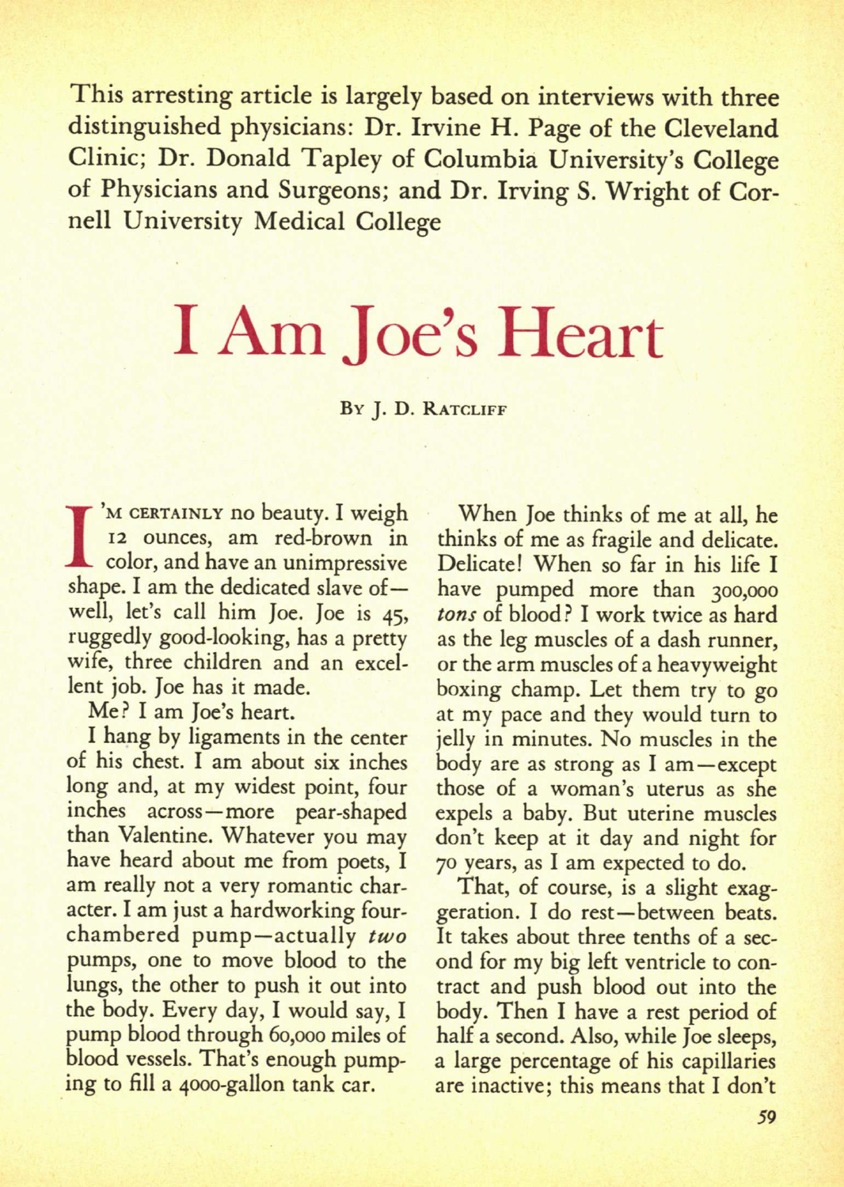This arresting article is largely based on interviews with three distinguished physicians: Dr. Irvine H. Page of the Cleveland Clinic; Dr. Donald Tapley of Columbia University's College of Physicians and Surgeons; and Dr. Irving S. Wright of Cornell University Medical College

# I Am Joe's Heart

By J. D. Ratcliff

I'M CERTAINLY no beauty. I weigh 12 ounces, am red-brown in color, and have an unimpressive shape. I am the dedicated slave of—well, let's call him Joe. Joe is 45, ruggedly good-looking, has a pretty wife, three children and an excellent job. Joe has it made.

Me? I am Joe's heart.

I hang by ligaments in the center of his chest. I am about six inches long and, at my widest point, four inches across—more pear-shaped than Valentine. Whatever you may have heard about me from poets, I am really not a very romantic character. I am just a hardworking four-chambered pump—actually *two* pumps, one to move blood to the lungs, the other to push it out into the body. Every day, I would say, I pump blood through 60,000 miles of blood vessels. That's enough pumping to fill a 4000-gallon tank car.

When Joe thinks of me at all, he thinks of me as fragile and delicate. Delicate! When so far in his life I have pumped more than 300,000 *tons* of blood? I work twice as hard as the leg muscles of a dash runner, or the arm muscles of a heavyweight boxing champ. Let them try to go at my pace and they would turn to jelly in minutes. No muscles in the body are as strong as I am—except those of a woman's uterus as she expels a baby. But uterine muscles don't keep at it day and night for 70 years, as I am expected to do.

That, of course, is a slight exaggeration. I do rest—between beats. It takes about three tenths of a second for my big left ventricle to contract and push blood out into the body. Then I have a rest period of half a second. Also, while Joe sleeps, a large percentage of his capillaries are inactive; this means that I don't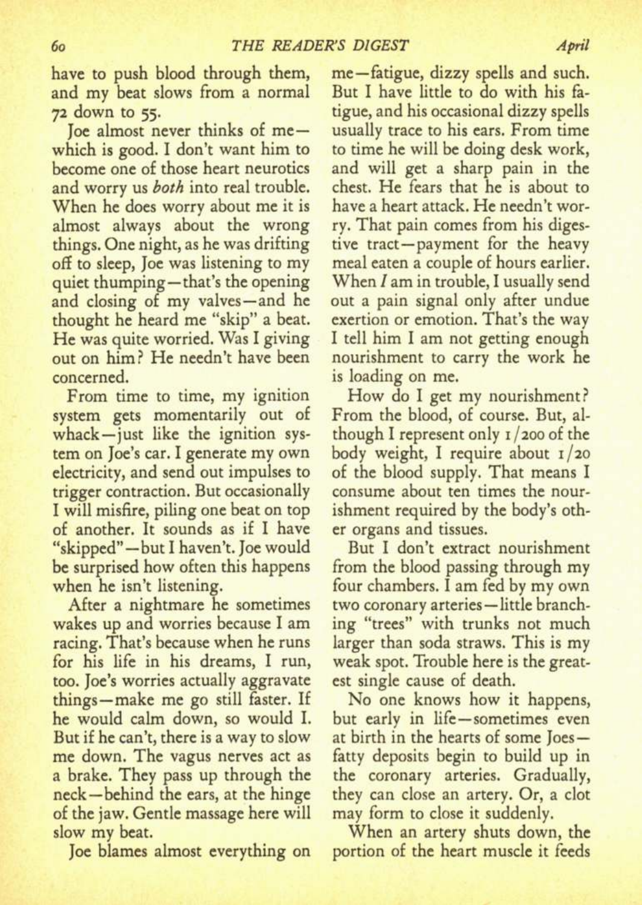have to push blood through them, and my beat slows from a normal 72 down to 55.

Joe almost never thinks of me—which is good. I don't want him to become one of those heart neurotics and worry us *both* into real trouble. When he does worry about me it is almost always about the wrong things. One night, as he was drifting off to sleep, Joe was listening to my quiet thumping—that's the opening and closing of my valves—and he thought he heard me "skip" a beat. He was quite worried. Was I giving out on him? He needn't have been concerned.

From time to time, my ignition system gets momentarily out of whack—just like the ignition system on Joe's car. I generate my own electricity, and send out impulses to trigger contraction. But occasionally I will misfire, piling one beat on top of another. It sounds as if I have "skipped"—but I haven't. Joe would be surprised how often this happens when he isn't listening.

After a nightmare he sometimes wakes up and worries because I am racing. That's because when he runs for his life in his dreams, I run, too. Joe's worries actually aggravate things—make me go still faster. If he would calm down, so would I. But if he can't, there is a way to slow me down. The vagus nerves act as a brake. They pass up through the neck—behind the ears, at the hinge of the jaw. Gentle massage here will slow my beat.

Joe blames almost everything on me—fatigue, dizzy spells and such. But I have little to do with his fatigue, and his occasional dizzy spells usually trace to his ears. From time to time he will be doing desk work, and will get a sharp pain in the chest. He fears that he is about to have a heart attack. He needn't worry. That pain comes from his digestive tract—payment for the heavy meal eaten a couple of hours earlier. When *I* am in trouble, I usually send out a pain signal only after undue exertion or emotion. That's the way I tell him I am not getting enough nourishment to carry the work he is loading on me.

How do I get my nourishment? From the blood, of course. But, although I represent only 1/200 of the body weight, I require about 1/20 of the blood supply. That means I consume about ten times the nourishment required by the body's other organs and tissues.

But I don't extract nourishment from the blood passing through my four chambers. I am fed by my own two coronary arteries—little branching "trees" with trunks not much larger than soda straws. This is my weak spot. Trouble here is the greatest single cause of death.

No one knows how it happens, but early in life—sometimes even at birth in the hearts of some Joes—fatty deposits begin to build up in the coronary arteries. Gradually, they can close an artery. Or, a clot may form to close it suddenly.

When an artery shuts down, the portion of the heart muscle it feeds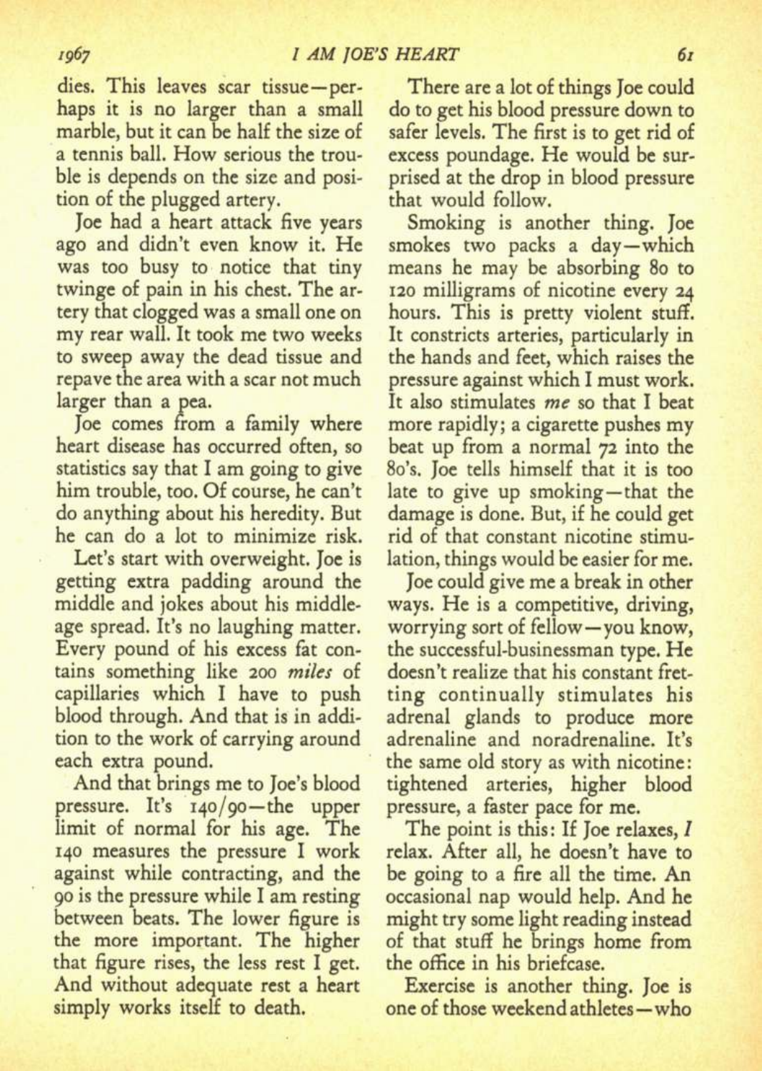dies. This leaves scar tissue—perhaps it is no larger than a small marble, but it can be half the size of a tennis ball. How serious the trouble is depends on the size and position of the plugged artery.

Joe had a heart attack five years ago and didn't even know it. He was too busy to notice that tiny twinge of pain in his chest. The artery that clogged was a small one on my rear wall. It took me two weeks to sweep away the dead tissue and repave the area with a scar not much larger than a pea.

Joe comes from a family where heart disease has occurred often, so statistics say that I am going to give him trouble, too. Of course, he can't do anything about his heredity. But he can do a lot to minimize risk.

Let's start with overweight. Joe is getting extra padding around the middle and jokes about his middle-age spread. It's no laughing matter. Every pound of his excess fat contains something like 200 *miles* of capillaries which I have to push blood through. And that is in addition to the work of carrying around each extra pound.

And that brings me to Joe's blood pressure. It's 140/90—the upper limit of normal for his age. The 140 measures the pressure I work against while contracting, and the 90 is the pressure while I am resting between beats. The lower figure is the more important. The higher that figure rises, the less rest I get. And without adequate rest a heart simply works itself to death.

There are a lot of things Joe could do to get his blood pressure down to safer levels. The first is to get rid of excess poundage. He would be surprised at the drop in blood pressure that would follow.

Smoking is another thing. Joe smokes two packs a day—which means he may be absorbing 80 to 120 milligrams of nicotine every 24 hours. This is pretty violent stuff. It constricts arteries, particularly in the hands and feet, which raises the pressure against which I must work. It also stimulates *me* so that I beat more rapidly; a cigarette pushes my beat up from a normal 72 into the 80's. Joe tells himself that it is too late to give up smoking—that the damage is done. But, if he could get rid of that constant nicotine stimulation, things would be easier for me.

Joe could give me a break in other ways. He is a competitive, driving, worrying sort of fellow—you know, the successful-businessman type. He doesn't realize that his constant fretting continually stimulates his adrenal glands to produce more adrenaline and noradrenaline. It's the same old story as with nicotine: tightened arteries, higher blood pressure, a faster pace for me.

The point is this: If Joe relaxes, *I* relax. After all, he doesn't have to be going to a fire all the time. An occasional nap would help. And he might try some light reading instead of that stuff he brings home from the office in his briefcase.

Exercise is another thing. Joe is one of those weekend athletes—who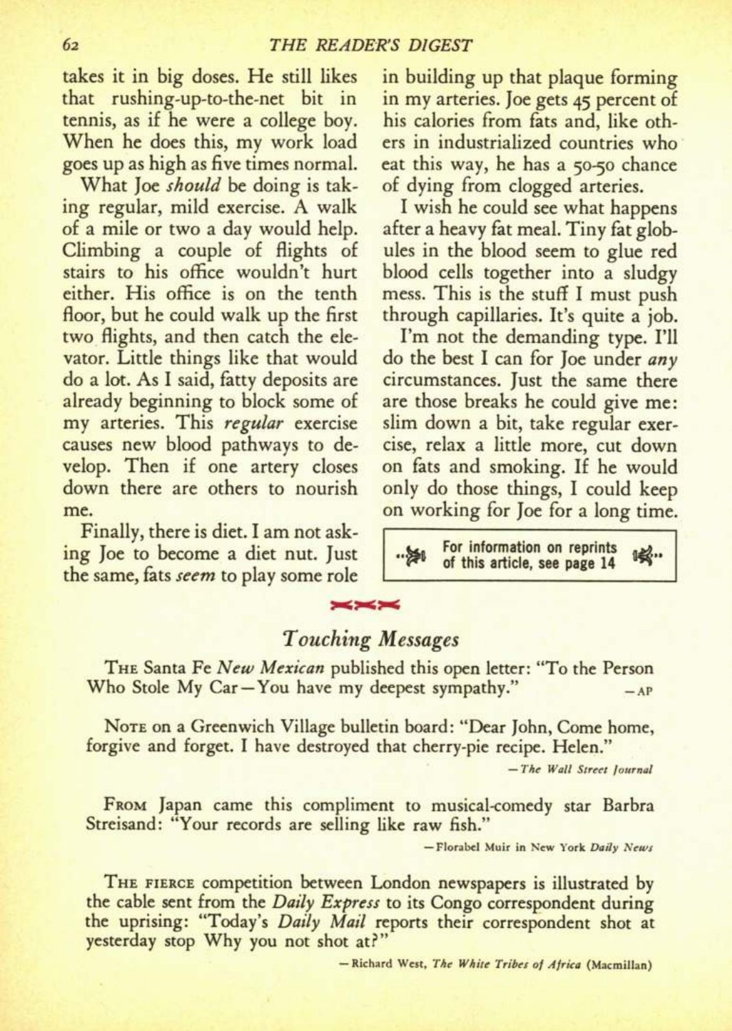takes it in big doses. He still likes that rushing-up-to-the-net bit in tennis, as if he were a college boy. When he does this, my work load goes up as high as five times normal.

What Joe *should* be doing is taking regular, mild exercise. A walk of a mile or two a day would help. Climbing a couple of flights of stairs to his office wouldn't hurt either. His office is on the tenth floor, but he could walk up the first two flights, and then catch the elevator. Little things like that would do a lot. As I said, fatty deposits are already beginning to block some of my arteries. This *regular* exercise causes new blood pathways to develop. Then if one artery closes down there are others to nourish me.

Finally, there is diet. I am not asking Joe to become a diet nut. Just the same, fats *seem* to play some role in building up that plaque forming in my arteries. Joe gets 45 percent of his calories from fats and, like others in industrialized countries who eat this way, he has a 50-50 chance of dying from clogged arteries.

I wish he could see what happens after a heavy fat meal. Tiny fat globules in the blood seem to glue red blood cells together into a sludgy mess. This is the stuff I must push through capillaries. It's quite a job.

I'm not the demanding type. I'll do the best I can for Joe under *any* circumstances. Just the same there are those breaks he could give me: slim down a bit, take regular exercise, relax a little more, cut down on fats and smoking. If he would only do those things, I could keep on working for Joe for a long time.

**For information on reprints of this article, see page 14**

## *Touching Messages*

THE Santa Fe *New Mexican* published this open letter: "To the Person Who Stole My Car—You have my deepest sympathy." —AP

NOTE on a Greenwich Village bulletin board: "Dear John, Come home, forgive and forget. I have destroyed that cherry-pie recipe. Helen."

—*The Wall Street Journal*

FROM Japan came this compliment to musical-comedy star Barbra Streisand: "Your records are selling like raw fish."

—Florabel Muir in New York *Daily News*

THE FIERCE competition between London newspapers is illustrated by the cable sent from the *Daily Express* to its Congo correspondent during the uprising: "Today's *Daily Mail* reports their correspondent shot at yesterday stop Why you not shot at?"

—Richard West, *The White Tribes of Africa* (Macmillan)